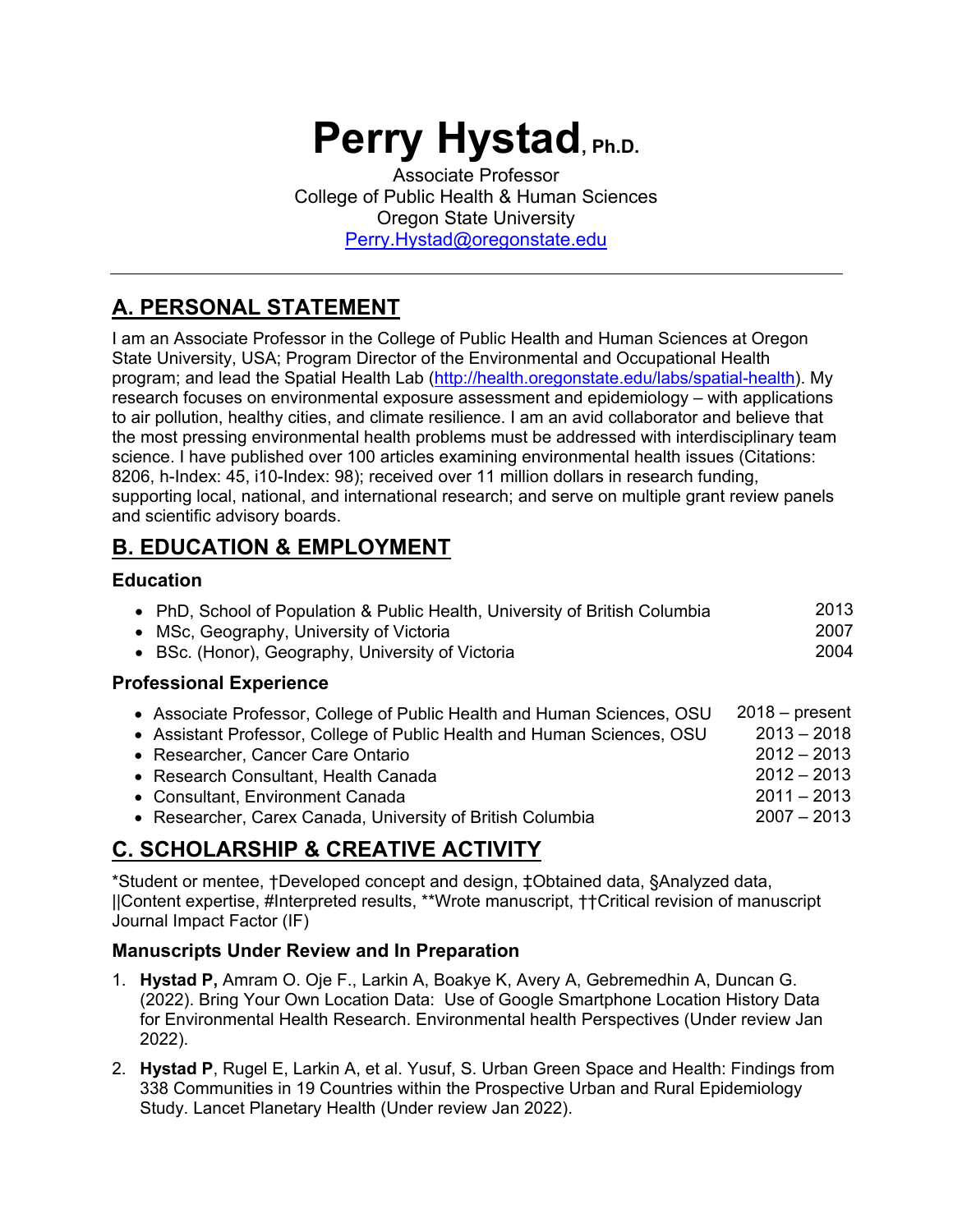# Perry Hystad, Ph.D.

Associate Professor
College of Public Health & Human Sciences
Oregon State University
Perry.Hystad@oregonstate.edu

---

## A. PERSONAL STATEMENT

I am an Associate Professor in the College of Public Health and Human Sciences at Oregon State University, USA; Program Director of the Environmental and Occupational Health program; and lead the Spatial Health Lab (http://health.oregonstate.edu/labs/spatial-health). My research focuses on environmental exposure assessment and epidemiology – with applications to air pollution, healthy cities, and climate resilience. I am an avid collaborator and believe that the most pressing environmental health problems must be addressed with interdisciplinary team science. I have published over 100 articles examining environmental health issues (Citations: 8206, h-Index: 45, i10-Index: 98); received over 11 million dollars in research funding, supporting local, national, and international research; and serve on multiple grant review panels and scientific advisory boards.

## B. EDUCATION & EMPLOYMENT

### Education

- PhD, School of Population & Public Health, University of British Columbia — 2013
- MSc, Geography, University of Victoria — 2007
- BSc. (Honor), Geography, University of Victoria — 2004

### Professional Experience

- Associate Professor, College of Public Health and Human Sciences, OSU — 2018 – present
- Assistant Professor, College of Public Health and Human Sciences, OSU — 2013 – 2018
- Researcher, Cancer Care Ontario — 2012 – 2013
- Research Consultant, Health Canada — 2012 – 2013
- Consultant, Environment Canada — 2011 – 2013
- Researcher, Carex Canada, University of British Columbia — 2007 – 2013

## C. SCHOLARSHIP & CREATIVE ACTIVITY

*Student or mentee, †Developed concept and design, ‡Obtained data, §Analyzed data, ||Content expertise, #Interpreted results, **Wrote manuscript, ††Critical revision of manuscript Journal Impact Factor (IF)

### Manuscripts Under Review and In Preparation

1. **Hystad P,** Amram O. Oje F., Larkin A, Boakye K, Avery A, Gebremedhin A, Duncan G. (2022). Bring Your Own Location Data: Use of Google Smartphone Location History Data for Environmental Health Research. Environmental health Perspectives (Under review Jan 2022).

2. **Hystad P**, Rugel E, Larkin A, et al. Yusuf, S. Urban Green Space and Health: Findings from 338 Communities in 19 Countries within the Prospective Urban and Rural Epidemiology Study. Lancet Planetary Health (Under review Jan 2022).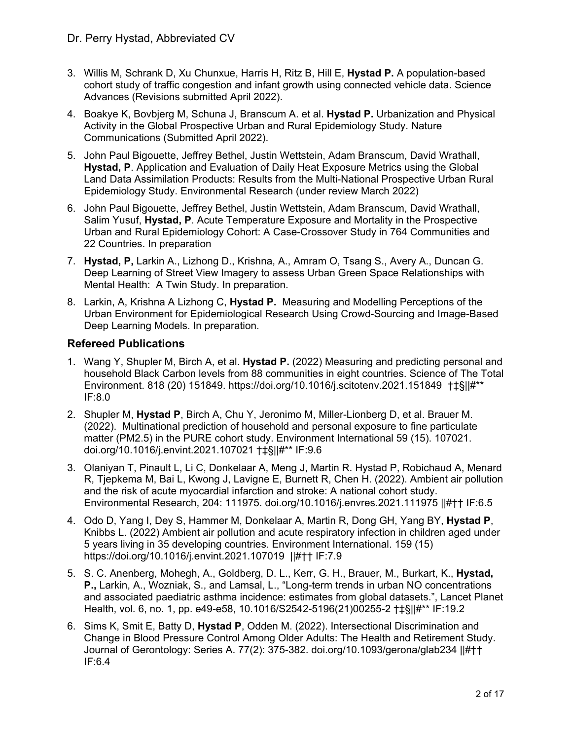3. Willis M, Schrank D, Xu Chunxue, Harris H, Ritz B, Hill E, **Hystad P.** A population-based cohort study of traffic congestion and infant growth using connected vehicle data. Science Advances (Revisions submitted April 2022).
4. Boakye K, Bovbjerg M, Schuna J, Branscum A. et al. **Hystad P.** Urbanization and Physical Activity in the Global Prospective Urban and Rural Epidemiology Study. Nature Communications (Submitted April 2022).
5. John Paul Bigouette, Jeffrey Bethel, Justin Wettstein, Adam Branscum, David Wrathall, **Hystad, P**. Application and Evaluation of Daily Heat Exposure Metrics using the Global Land Data Assimilation Products: Results from the Multi-National Prospective Urban Rural Epidemiology Study. Environmental Research (under review March 2022)
6. John Paul Bigouette, Jeffrey Bethel, Justin Wettstein, Adam Branscum, David Wrathall, Salim Yusuf, **Hystad, P**. Acute Temperature Exposure and Mortality in the Prospective Urban and Rural Epidemiology Cohort: A Case-Crossover Study in 764 Communities and 22 Countries. In preparation
7. **Hystad, P,** Larkin A., Lizhong D., Krishna, A., Amram O, Tsang S., Avery A., Duncan G. Deep Learning of Street View Imagery to assess Urban Green Space Relationships with Mental Health: A Twin Study. In preparation.
8. Larkin, A, Krishna A Lizhong C, **Hystad P.** Measuring and Modelling Perceptions of the Urban Environment for Epidemiological Research Using Crowd-Sourcing and Image-Based Deep Learning Models. In preparation.

## Refereed Publications

1. Wang Y, Shupler M, Birch A, et al. **Hystad P.** (2022) Measuring and predicting personal and household Black Carbon levels from 88 communities in eight countries. Science of The Total Environment. 818 (20) 151849. https://doi.org/10.1016/j.scitotenv.2021.151849 †‡§||#** IF:8.0
2. Shupler M, **Hystad P**, Birch A, Chu Y, Jeronimo M, Miller-Lionberg D, et al. Brauer M. (2022). Multinational prediction of household and personal exposure to fine particulate matter (PM2.5) in the PURE cohort study. Environment International 59 (15). 107021. doi.org/10.1016/j.envint.2021.107021 †‡§||#** IF:9.6
3. Olaniyan T, Pinault L, Li C, Donkelaar A, Meng J, Martin R. Hystad P, Robichaud A, Menard R, Tjepkema M, Bai L, Kwong J, Lavigne E, Burnett R, Chen H. (2022). Ambient air pollution and the risk of acute myocardial infarction and stroke: A national cohort study. Environmental Research, 204: 111975. doi.org/10.1016/j.envres.2021.111975 ||#†† IF:6.5
4. Odo D, Yang I, Dey S, Hammer M, Donkelaar A, Martin R, Dong GH, Yang BY, **Hystad P**, Knibbs L. (2022) Ambient air pollution and acute respiratory infection in children aged under 5 years living in 35 developing countries. Environment International. 159 (15) https://doi.org/10.1016/j.envint.2021.107019 ||#†† IF:7.9
5. S. C. Anenberg, Mohegh, A., Goldberg, D. L., Kerr, G. H., Brauer, M., Burkart, K., **Hystad, P.,** Larkin, A., Wozniak, S., and Lamsal, L., "Long-term trends in urban NO concentrations and associated paediatric asthma incidence: estimates from global datasets.", Lancet Planet Health, vol. 6, no. 1, pp. e49-e58, 10.1016/S2542-5196(21)00255-2 †‡§||#** IF:19.2
6. Sims K, Smit E, Batty D, **Hystad P**, Odden M. (2022). Intersectional Discrimination and Change in Blood Pressure Control Among Older Adults: The Health and Retirement Study. Journal of Gerontology: Series A. 77(2): 375-382. doi.org/10.1093/gerona/glab234 ||#†† IF:6.4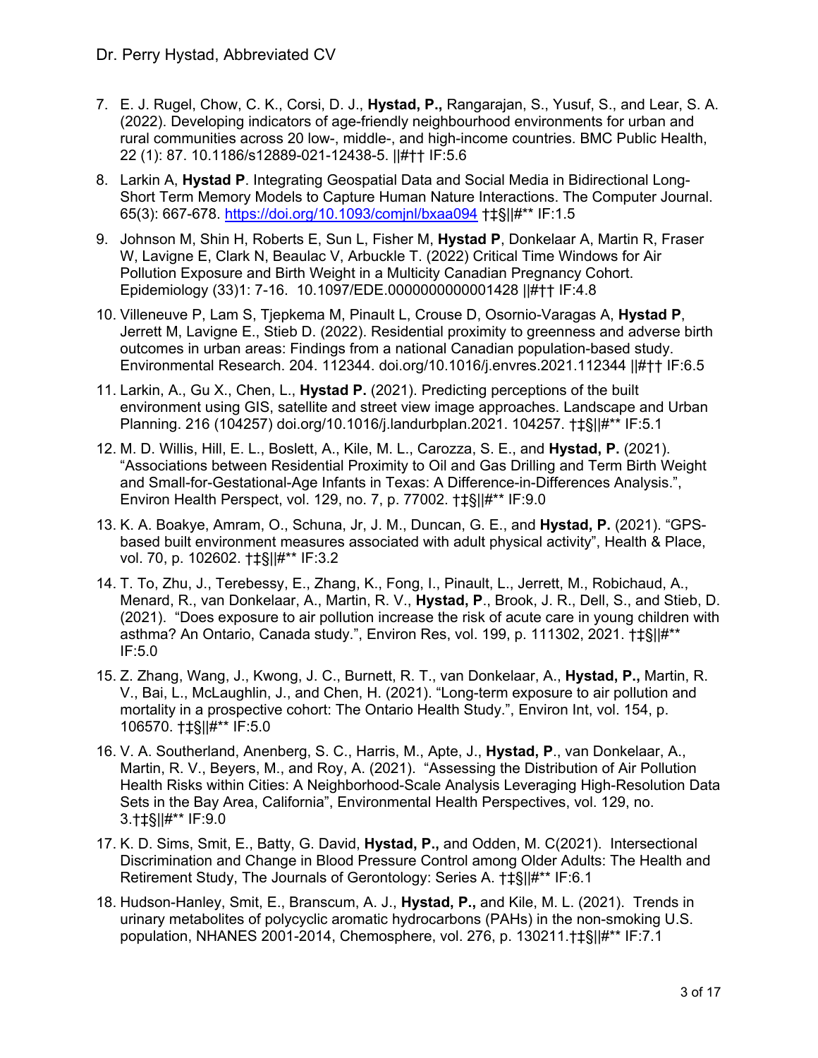7. E. J. Rugel, Chow, C. K., Corsi, D. J., **Hystad, P.,** Rangarajan, S., Yusuf, S., and Lear, S. A. (2022). Developing indicators of age-friendly neighbourhood environments for urban and rural communities across 20 low-, middle-, and high-income countries. BMC Public Health, 22 (1): 87. 10.1186/s12889-021-12438-5. ||#†† IF:5.6

8. Larkin A, **Hystad P**. Integrating Geospatial Data and Social Media in Bidirectional Long-Short Term Memory Models to Capture Human Nature Interactions. The Computer Journal. 65(3): 667-678. https://doi.org/10.1093/comjnl/bxaa094 †‡§||#** IF:1.5

9. Johnson M, Shin H, Roberts E, Sun L, Fisher M, **Hystad P**, Donkelaar A, Martin R, Fraser W, Lavigne E, Clark N, Beaulac V, Arbuckle T. (2022) Critical Time Windows for Air Pollution Exposure and Birth Weight in a Multicity Canadian Pregnancy Cohort. Epidemiology (33)1: 7-16. 10.1097/EDE.0000000000001428 ||#†† IF:4.8

10. Villeneuve P, Lam S, Tjepkema M, Pinault L, Crouse D, Osornio-Varagas A, **Hystad P**, Jerrett M, Lavigne E., Stieb D. (2022). Residential proximity to greenness and adverse birth outcomes in urban areas: Findings from a national Canadian population-based study. Environmental Research. 204. 112344. doi.org/10.1016/j.envres.2021.112344 ||#†† IF:6.5

11. Larkin, A., Gu X., Chen, L., **Hystad P.** (2021). Predicting perceptions of the built environment using GIS, satellite and street view image approaches. Landscape and Urban Planning. 216 (104257) doi.org/10.1016/j.landurbplan.2021. 104257. †‡§||#** IF:5.1

12. M. D. Willis, Hill, E. L., Boslett, A., Kile, M. L., Carozza, S. E., and **Hystad, P.** (2021). "Associations between Residential Proximity to Oil and Gas Drilling and Term Birth Weight and Small-for-Gestational-Age Infants in Texas: A Difference-in-Differences Analysis.", Environ Health Perspect, vol. 129, no. 7, p. 77002. †‡§||#** IF:9.0

13. K. A. Boakye, Amram, O., Schuna, Jr, J. M., Duncan, G. E., and **Hystad, P.** (2021). "GPS-based built environment measures associated with adult physical activity", Health & Place, vol. 70, p. 102602. †‡§||#** IF:3.2

14. T. To, Zhu, J., Terebessy, E., Zhang, K., Fong, I., Pinault, L., Jerrett, M., Robichaud, A., Menard, R., van Donkelaar, A., Martin, R. V., **Hystad, P**., Brook, J. R., Dell, S., and Stieb, D. (2021). "Does exposure to air pollution increase the risk of acute care in young children with asthma? An Ontario, Canada study.", Environ Res, vol. 199, p. 111302, 2021. †‡§||#** IF:5.0

15. Z. Zhang, Wang, J., Kwong, J. C., Burnett, R. T., van Donkelaar, A., **Hystad, P.,** Martin, R. V., Bai, L., McLaughlin, J., and Chen, H. (2021). "Long-term exposure to air pollution and mortality in a prospective cohort: The Ontario Health Study.", Environ Int, vol. 154, p. 106570. †‡§||#** IF:5.0

16. V. A. Southerland, Anenberg, S. C., Harris, M., Apte, J., **Hystad, P**., van Donkelaar, A., Martin, R. V., Beyers, M., and Roy, A. (2021). "Assessing the Distribution of Air Pollution Health Risks within Cities: A Neighborhood-Scale Analysis Leveraging High-Resolution Data Sets in the Bay Area, California", Environmental Health Perspectives, vol. 129, no. 3.†‡§||#** IF:9.0

17. K. D. Sims, Smit, E., Batty, G. David, **Hystad, P.,** and Odden, M. C(2021). Intersectional Discrimination and Change in Blood Pressure Control among Older Adults: The Health and Retirement Study, The Journals of Gerontology: Series A. †‡§||#** IF:6.1

18. Hudson-Hanley, Smit, E., Branscum, A. J., **Hystad, P.,** and Kile, M. L. (2021). Trends in urinary metabolites of polycyclic aromatic hydrocarbons (PAHs) in the non-smoking U.S. population, NHANES 2001-2014, Chemosphere, vol. 276, p. 130211.†‡§||#** IF:7.1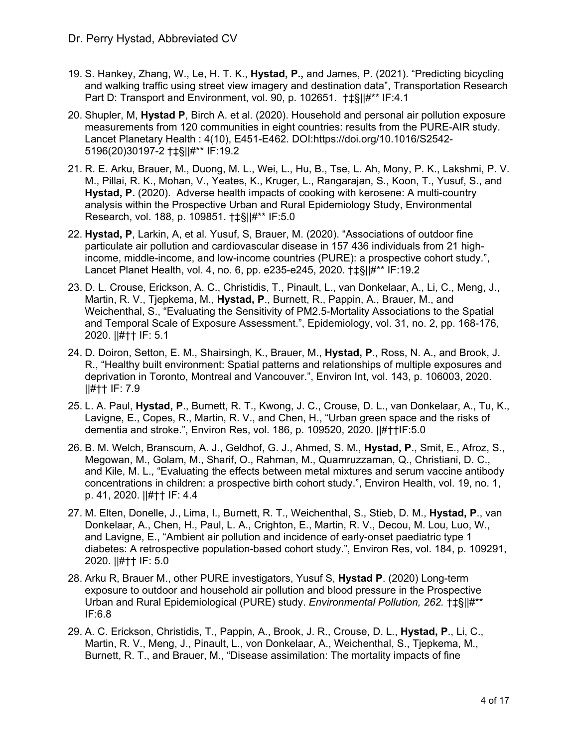19. S. Hankey, Zhang, W., Le, H. T. K., **Hystad, P.,** and James, P. (2021). “Predicting bicycling and walking traffic using street view imagery and destination data”, Transportation Research Part D: Transport and Environment, vol. 90, p. 102651. †‡§||#** IF:4.1

20. Shupler, M, **Hystad P**, Birch A. et al. (2020). Household and personal air pollution exposure measurements from 120 communities in eight countries: results from the PURE-AIR study. Lancet Planetary Health : 4(10), E451-E462. DOI:https://doi.org/10.1016/S2542-5196(20)30197-2 †‡§||#** IF:19.2

21. R. E. Arku, Brauer, M., Duong, M. L., Wei, L., Hu, B., Tse, L. Ah, Mony, P. K., Lakshmi, P. V. M., Pillai, R. K., Mohan, V., Yeates, K., Kruger, L., Rangarajan, S., Koon, T., Yusuf, S., and **Hystad, P.** (2020). Adverse health impacts of cooking with kerosene: A multi-country analysis within the Prospective Urban and Rural Epidemiology Study, Environmental Research, vol. 188, p. 109851. †‡§||#** IF:5.0

22. **Hystad, P**, Larkin, A, et al. Yusuf, S, Brauer, M. (2020). “Associations of outdoor fine particulate air pollution and cardiovascular disease in 157 436 individuals from 21 high-income, middle-income, and low-income countries (PURE): a prospective cohort study.”, Lancet Planet Health, vol. 4, no. 6, pp. e235-e245, 2020. †‡§||#** IF:19.2

23. D. L. Crouse, Erickson, A. C., Christidis, T., Pinault, L., van Donkelaar, A., Li, C., Meng, J., Martin, R. V., Tjepkema, M., **Hystad, P**., Burnett, R., Pappin, A., Brauer, M., and Weichenthal, S., “Evaluating the Sensitivity of PM2.5-Mortality Associations to the Spatial and Temporal Scale of Exposure Assessment.”, Epidemiology, vol. 31, no. 2, pp. 168-176, 2020. ||#†† IF: 5.1

24. D. Doiron, Setton, E. M., Shairsingh, K., Brauer, M., **Hystad, P**., Ross, N. A., and Brook, J. R., “Healthy built environment: Spatial patterns and relationships of multiple exposures and deprivation in Toronto, Montreal and Vancouver.”, Environ Int, vol. 143, p. 106003, 2020. ||#†† IF: 7.9

25. L. A. Paul, **Hystad, P**., Burnett, R. T., Kwong, J. C., Crouse, D. L., van Donkelaar, A., Tu, K., Lavigne, E., Copes, R., Martin, R. V., and Chen, H., “Urban green space and the risks of dementia and stroke.”, Environ Res, vol. 186, p. 109520, 2020. ||#††IF:5.0

26. B. M. Welch, Branscum, A. J., Geldhof, G. J., Ahmed, S. M., **Hystad, P**., Smit, E., Afroz, S., Megowan, M., Golam, M., Sharif, O., Rahman, M., Quamruzzaman, Q., Christiani, D. C., and Kile, M. L., “Evaluating the effects between metal mixtures and serum vaccine antibody concentrations in children: a prospective birth cohort study.”, Environ Health, vol. 19, no. 1, p. 41, 2020. ||#†† IF: 4.4

27. M. Elten, Donelle, J., Lima, I., Burnett, R. T., Weichenthal, S., Stieb, D. M., **Hystad, P**., van Donkelaar, A., Chen, H., Paul, L. A., Crighton, E., Martin, R. V., Decou, M. Lou, Luo, W., and Lavigne, E., “Ambient air pollution and incidence of early-onset paediatric type 1 diabetes: A retrospective population-based cohort study.”, Environ Res, vol. 184, p. 109291, 2020. ||#†† IF: 5.0

28. Arku R, Brauer M., other PURE investigators, Yusuf S, **Hystad P**. (2020) Long-term exposure to outdoor and household air pollution and blood pressure in the Prospective Urban and Rural Epidemiological (PURE) study. *Environmental Pollution, 262.* †‡§||#** IF:6.8

29. A. C. Erickson, Christidis, T., Pappin, A., Brook, J. R., Crouse, D. L., **Hystad, P**., Li, C., Martin, R. V., Meng, J., Pinault, L., von Donkelaar, A., Weichenthal, S., Tjepkema, M., Burnett, R. T., and Brauer, M., “Disease assimilation: The mortality impacts of fine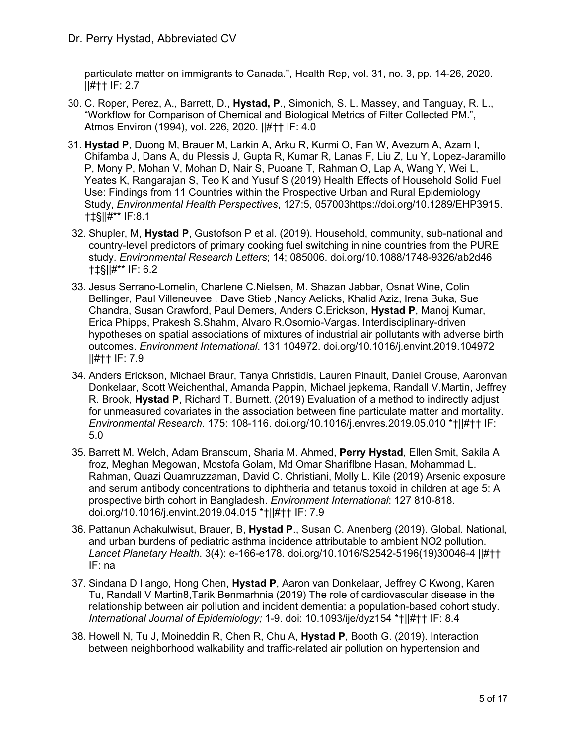particulate matter on immigrants to Canada.", Health Rep, vol. 31, no. 3, pp. 14-26, 2020. ||#†† IF: 2.7

30. C. Roper, Perez, A., Barrett, D., **Hystad, P**., Simonich, S. L. Massey, and Tanguay, R. L., "Workflow for Comparison of Chemical and Biological Metrics of Filter Collected PM.", Atmos Environ (1994), vol. 226, 2020. ||#†† IF: 4.0

31. **Hystad P**, Duong M, Brauer M, Larkin A, Arku R, Kurmi O, Fan W, Avezum A, Azam I, Chifamba J, Dans A, du Plessis J, Gupta R, Kumar R, Lanas F, Liu Z, Lu Y, Lopez-Jaramillo P, Mony P, Mohan V, Mohan D, Nair S, Puoane T, Rahman O, Lap A, Wang Y, Wei L, Yeates K, Rangarajan S, Teo K and Yusuf S (2019) Health Effects of Household Solid Fuel Use: Findings from 11 Countries within the Prospective Urban and Rural Epidemiology Study, *Environmental Health Perspectives*, 127:5, 057003https://doi.org/10.1289/EHP3915. †‡§||#** IF:8.1

32. Shupler, M, **Hystad P**, Gustofson P et al. (2019). Household, community, sub-national and country-level predictors of primary cooking fuel switching in nine countries from the PURE study. *Environmental Research Letters*; 14; 085006. doi.org/10.1088/1748-9326/ab2d46 †‡§||#** IF: 6.2

33. Jesus Serrano-Lomelin, Charlene C.Nielsen, M. Shazan Jabbar, Osnat Wine, Colin Bellinger, Paul Villeneuvee , Dave Stieb ,Nancy Aelicks, Khalid Aziz, Irena Buka, Sue Chandra, Susan Crawford, Paul Demers, Anders C.Erickson, **Hystad P**, Manoj Kumar, Erica Phipps, Prakesh S.Shahm, Alvaro R.Osornio-Vargas. Interdisciplinary-driven hypotheses on spatial associations of mixtures of industrial air pollutants with adverse birth outcomes. *Environment International*. 131 104972. doi.org/10.1016/j.envint.2019.104972 ||#†† IF: 7.9

34. Anders Erickson, Michael Braur, Tanya Christidis, Lauren Pinault, Daniel Crouse, Aaronvan Donkelaar, Scott Weichenthal, Amanda Pappin, Michael jepkema, Randall V.Martin, Jeffrey R. Brook, **Hystad P**, Richard T. Burnett. (2019) Evaluation of a method to indirectly adjust for unmeasured covariates in the association between fine particulate matter and mortality. *Environmental Research*. 175: 108-116. doi.org/10.1016/j.envres.2019.05.010 *†||#†† IF: 5.0

35. Barrett M. Welch, Adam Branscum, Sharia M. Ahmed, **Perry Hystad**, Ellen Smit, Sakila A froz, Meghan Megowan, Mostofa Golam, Md Omar SharifIbne Hasan, Mohammad L. Rahman, Quazi Quamruzzaman, David C. Christiani, Molly L. Kile (2019) Arsenic exposure and serum antibody concentrations to diphtheria and tetanus toxoid in children at age 5: A prospective birth cohort in Bangladesh. *Environment International*: 127 810-818. doi.org/10.1016/j.envint.2019.04.015 *†||#†† IF: 7.9

36. Pattanun Achakulwisut, Brauer, B, **Hystad P**., Susan C. Anenberg (2019). Global. National, and urban burdens of pediatric asthma incidence attributable to ambient NO2 pollution. *Lancet Planetary Health*. 3(4): e-166-e178. doi.org/10.1016/S2542-5196(19)30046-4 ||#†† IF: na

37. Sindana D Ilango, Hong Chen, **Hystad P**, Aaron van Donkelaar, Jeffrey C Kwong, Karen Tu, Randall V Martin8,Tarik Benmarhnia (2019) The role of cardiovascular disease in the relationship between air pollution and incident dementia: a population-based cohort study. *International Journal of Epidemiology;* 1-9. doi: 10.1093/ije/dyz154 *†||#†† IF: 8.4

38. Howell N, Tu J, Moineddin R, Chen R, Chu A, **Hystad P**, Booth G. (2019). Interaction between neighborhood walkability and traffic-related air pollution on hypertension and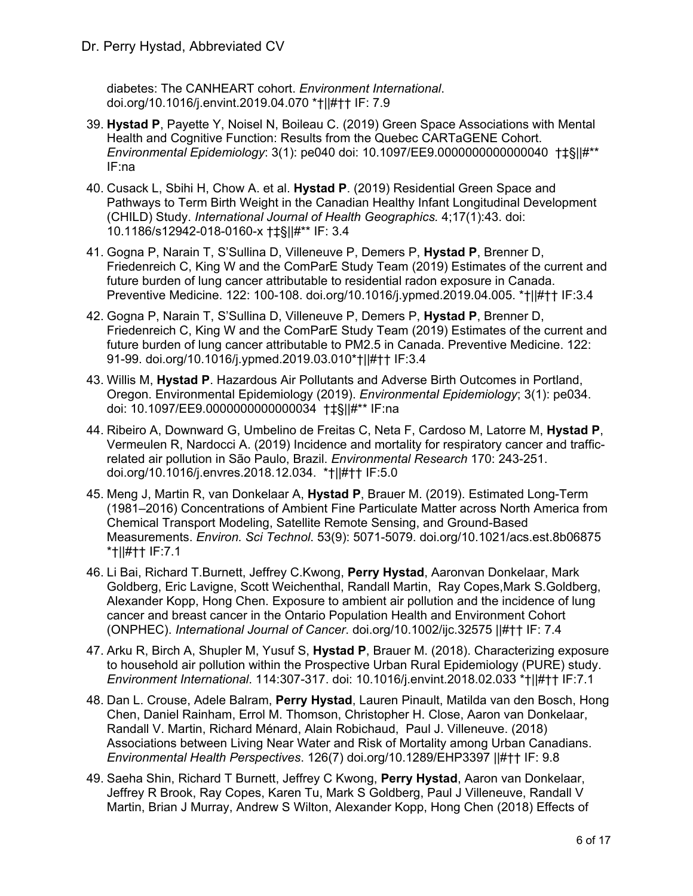diabetes: The CANHEART cohort. *Environment International*. doi.org/10.1016/j.envint.2019.04.070 *†||#†† IF: 7.9

39. **Hystad P**, Payette Y, Noisel N, Boileau C. (2019) Green Space Associations with Mental Health and Cognitive Function: Results from the Quebec CARTaGENE Cohort. *Environmental Epidemiology*: 3(1): pe040 doi: 10.1097/EE9.0000000000000040 †‡§||#** IF:na
40. Cusack L, Sbihi H, Chow A. et al. **Hystad P**. (2019) Residential Green Space and Pathways to Term Birth Weight in the Canadian Healthy Infant Longitudinal Development (CHILD) Study. *International Journal of Health Geographics.* 4;17(1):43. doi: 10.1186/s12942-018-0160-x †‡§||#** IF: 3.4
41. Gogna P, Narain T, S'Sullina D, Villeneuve P, Demers P, **Hystad P**, Brenner D, Friedenreich C, King W and the ComParE Study Team (2019) Estimates of the current and future burden of lung cancer attributable to residential radon exposure in Canada. Preventive Medicine. 122: 100-108. doi.org/10.1016/j.ypmed.2019.04.005. *†||#†† IF:3.4
42. Gogna P, Narain T, S'Sullina D, Villeneuve P, Demers P, **Hystad P**, Brenner D, Friedenreich C, King W and the ComParE Study Team (2019) Estimates of the current and future burden of lung cancer attributable to PM2.5 in Canada. Preventive Medicine. 122: 91-99. doi.org/10.1016/j.ypmed.2019.03.010*†||#†† IF:3.4
43. Willis M, **Hystad P**. Hazardous Air Pollutants and Adverse Birth Outcomes in Portland, Oregon. Environmental Epidemiology (2019). *Environmental Epidemiology*; 3(1): pe034. doi: 10.1097/EE9.0000000000000034 †‡§||#** IF:na
44. Ribeiro A, Downward G, Umbelino de Freitas C, Neta F, Cardoso M, Latorre M, **Hystad P**, Vermeulen R, Nardocci A. (2019) Incidence and mortality for respiratory cancer and traffic-related air pollution in São Paulo, Brazil. *Environmental Research* 170: 243-251. doi.org/10.1016/j.envres.2018.12.034. *†||#†† IF:5.0
45. Meng J, Martin R, van Donkelaar A, **Hystad P**, Brauer M. (2019). Estimated Long-Term (1981–2016) Concentrations of Ambient Fine Particulate Matter across North America from Chemical Transport Modeling, Satellite Remote Sensing, and Ground-Based Measurements. *Environ. Sci Technol*. 53(9): 5071-5079. doi.org/10.1021/acs.est.8b06875 *†||#†† IF:7.1
46. Li Bai, Richard T.Burnett, Jeffrey C.Kwong, **Perry Hystad**, Aaronvan Donkelaar, Mark Goldberg, Eric Lavigne, Scott Weichenthal, Randall Martin, Ray Copes,Mark S.Goldberg, Alexander Kopp, Hong Chen. Exposure to ambient air pollution and the incidence of lung cancer and breast cancer in the Ontario Population Health and Environment Cohort (ONPHEC). *International Journal of Cancer*. doi.org/10.1002/ijc.32575 ||#†† IF: 7.4
47. Arku R, Birch A, Shupler M, Yusuf S, **Hystad P**, Brauer M. (2018). Characterizing exposure to household air pollution within the Prospective Urban Rural Epidemiology (PURE) study. *Environment International*. 114:307-317. doi: 10.1016/j.envint.2018.02.033 *†||#†† IF:7.1
48. Dan L. Crouse, Adele Balram, **Perry Hystad**, Lauren Pinault, Matilda van den Bosch, Hong Chen, Daniel Rainham, Errol M. Thomson, Christopher H. Close, Aaron van Donkelaar, Randall V. Martin, Richard Ménard, Alain Robichaud, Paul J. Villeneuve. (2018) Associations between Living Near Water and Risk of Mortality among Urban Canadians. *Environmental Health Perspectives*. 126(7) doi.org/10.1289/EHP3397 ||#†† IF: 9.8
49. Saeha Shin, Richard T Burnett, Jeffrey C Kwong, **Perry Hystad**, Aaron van Donkelaar, Jeffrey R Brook, Ray Copes, Karen Tu, Mark S Goldberg, Paul J Villeneuve, Randall V Martin, Brian J Murray, Andrew S Wilton, Alexander Kopp, Hong Chen (2018) Effects of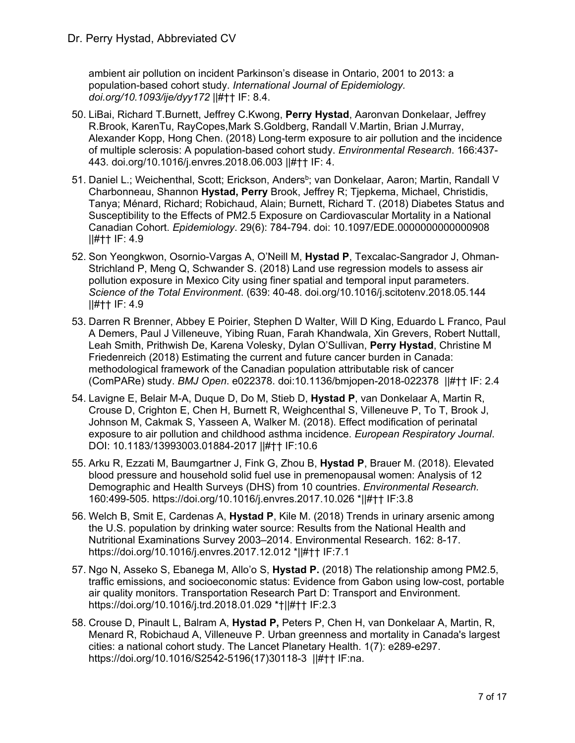ambient air pollution on incident Parkinson's disease in Ontario, 2001 to 2013: a population-based cohort study. *International Journal of Epidemiology. doi.org/10.1093/ije/dyy172* ||#†† IF: 8.4.

50. LiBai, Richard T.Burnett, Jeffrey C.Kwong, **Perry Hystad**, Aaronvan Donkelaar, Jeffrey R.Brook, KarenTu, RayCopes,Mark S.Goldberg, Randall V.Martin, Brian J.Murray, Alexander Kopp, Hong Chen. (2018) Long-term exposure to air pollution and the incidence of multiple sclerosis: A population-based cohort study. *Environmental Research*. 166:437-443. doi.org/10.1016/j.envres.2018.06.003 ||#†† IF: 4.

51. Daniel L.; Weichenthal, Scott; Erickson, Anders[b]; van Donkelaar, Aaron; Martin, Randall V Charbonneau, Shannon **Hystad, Perry** Brook, Jeffrey R; Tjepkema, Michael, Christidis, Tanya; Ménard, Richard; Robichaud, Alain; Burnett, Richard T. (2018) Diabetes Status and Susceptibility to the Effects of PM2.5 Exposure on Cardiovascular Mortality in a National Canadian Cohort. *Epidemiology*. 29(6): 784-794. doi: 10.1097/EDE.0000000000000908 ||#†† IF: 4.9

52. Son Yeongkwon, Osornio-Vargas A, O'Neill M, **Hystad P**, Texcalac-Sangrador J, Ohman-Strichland P, Meng Q, Schwander S. (2018) Land use regression models to assess air pollution exposure in Mexico City using finer spatial and temporal input parameters. *Science of the Total Environment*. (639: 40-48. doi.org/10.1016/j.scitotenv.2018.05.144 ||#†† IF: 4.9

53. Darren R Brenner, Abbey E Poirier, Stephen D Walter, Will D King, Eduardo L Franco, Paul A Demers, Paul J Villeneuve, Yibing Ruan, Farah Khandwala, Xin Grevers, Robert Nuttall, Leah Smith, Prithwish De, Karena Volesky, Dylan O'Sullivan, **Perry Hystad**, Christine M Friedenreich (2018) Estimating the current and future cancer burden in Canada: methodological framework of the Canadian population attributable risk of cancer (ComPARe) study. *BMJ Open*. e022378. doi:10.1136/bmjopen-2018-022378 ||#†† IF: 2.4

54. Lavigne E, Belair M-A, Duque D, Do M, Stieb D, **Hystad P**, van Donkelaar A, Martin R, Crouse D, Crighton E, Chen H, Burnett R, Weighcenthal S, Villeneuve P, To T, Brook J, Johnson M, Cakmak S, Yasseen A, Walker M. (2018). Effect modification of perinatal exposure to air pollution and childhood asthma incidence. *European Respiratory Journal*. DOI: 10.1183/13993003.01884-2017 ||#†† IF:10.6

55. Arku R, Ezzati M, Baumgartner J, Fink G, Zhou B, **Hystad P**, Brauer M. (2018). Elevated blood pressure and household solid fuel use in premenopausal women: Analysis of 12 Demographic and Health Surveys (DHS) from 10 countries. *Environmental Research.* 160:499-505. https://doi.org/10.1016/j.envres.2017.10.026 *||#†† IF:3.8

56. Welch B, Smit E, Cardenas A, **Hystad P**, Kile M. (2018) Trends in urinary arsenic among the U.S. population by drinking water source: Results from the National Health and Nutritional Examinations Survey 2003–2014. Environmental Research. 162: 8-17. https://doi.org/10.1016/j.envres.2017.12.012 *||#†† IF:7.1

57. Ngo N, Asseko S, Ebanega M, Allo'o S, **Hystad P.** (2018) The relationship among PM2.5, traffic emissions, and socioeconomic status: Evidence from Gabon using low-cost, portable air quality monitors. Transportation Research Part D: Transport and Environment. https://doi.org/10.1016/j.trd.2018.01.029 *†||#†† IF:2.3

58. Crouse D, Pinault L, Balram A, **Hystad P,** Peters P, Chen H, van Donkelaar A, Martin, R, Menard R, Robichaud A, Villeneuve P. Urban greenness and mortality in Canada's largest cities: a national cohort study. The Lancet Planetary Health. 1(7): e289-e297. https://doi.org/10.1016/S2542-5196(17)30118-3 ||#†† IF:na.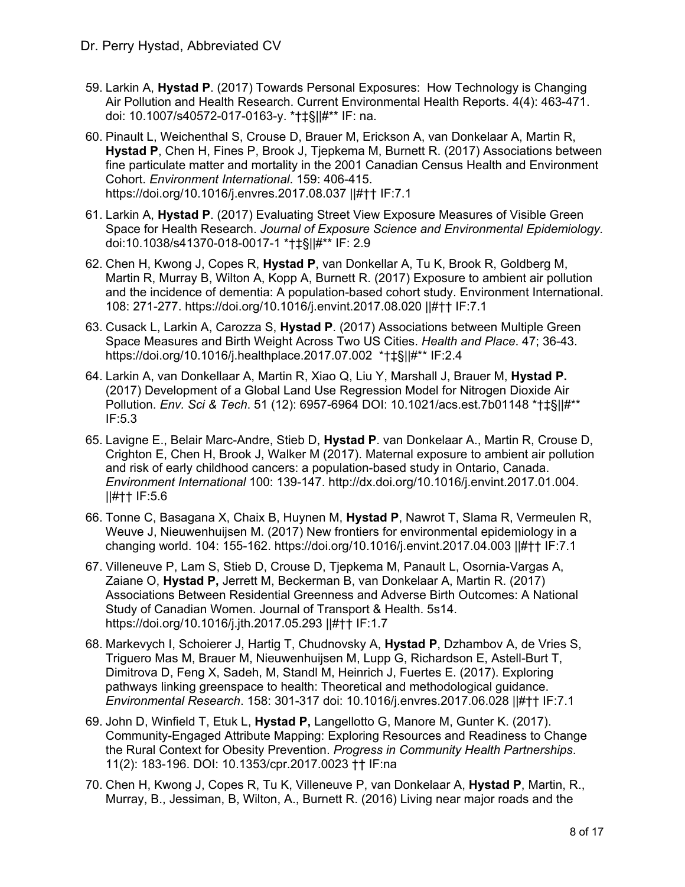59. Larkin A, **Hystad P**. (2017) Towards Personal Exposures: How Technology is Changing Air Pollution and Health Research. Current Environmental Health Reports. 4(4): 463-471. doi: 10.1007/s40572-017-0163-y. *†‡§||#** IF: na.

60. Pinault L, Weichenthal S, Crouse D, Brauer M, Erickson A, van Donkelaar A, Martin R, **Hystad P**, Chen H, Fines P, Brook J, Tjepkema M, Burnett R. (2017) Associations between fine particulate matter and mortality in the 2001 Canadian Census Health and Environment Cohort. *Environment International*. 159: 406-415. https://doi.org/10.1016/j.envres.2017.08.037 ||#†† IF:7.1

61. Larkin A, **Hystad P**. (2017) Evaluating Street View Exposure Measures of Visible Green Space for Health Research. *Journal of Exposure Science and Environmental Epidemiology.* doi:10.1038/s41370-018-0017-1 *†‡§||#** IF: 2.9

62. Chen H, Kwong J, Copes R, **Hystad P**, van Donkellar A, Tu K, Brook R, Goldberg M, Martin R, Murray B, Wilton A, Kopp A, Burnett R. (2017) Exposure to ambient air pollution and the incidence of dementia: A population-based cohort study. Environment International. 108: 271-277. https://doi.org/10.1016/j.envint.2017.08.020 ||#†† IF:7.1

63. Cusack L, Larkin A, Carozza S, **Hystad P**. (2017) Associations between Multiple Green Space Measures and Birth Weight Across Two US Cities. *Health and Place*. 47; 36-43. https://doi.org/10.1016/j.healthplace.2017.07.002 *†‡§||#** IF:2.4

64. Larkin A, van Donkellaar A, Martin R, Xiao Q, Liu Y, Marshall J, Brauer M, **Hystad P.** (2017) Development of a Global Land Use Regression Model for Nitrogen Dioxide Air Pollution. *Env. Sci & Tech*. 51 (12): 6957-6964 DOI: 10.1021/acs.est.7b01148 *†‡§||#** IF:5.3

65. Lavigne E., Belair Marc-Andre, Stieb D, **Hystad P**. van Donkelaar A., Martin R, Crouse D, Crighton E, Chen H, Brook J, Walker M (2017). Maternal exposure to ambient air pollution and risk of early childhood cancers: a population-based study in Ontario, Canada. *Environment International* 100: 139-147. http://dx.doi.org/10.1016/j.envint.2017.01.004. ||#†† IF:5.6

66. Tonne C, Basagana X, Chaix B, Huynen M, **Hystad P**, Nawrot T, Slama R, Vermeulen R, Weuve J, Nieuwenhuijsen M. (2017) New frontiers for environmental epidemiology in a changing world. 104: 155-162. https://doi.org/10.1016/j.envint.2017.04.003 ||#†† IF:7.1

67. Villeneuve P, Lam S, Stieb D, Crouse D, Tjepkema M, Panault L, Osornia-Vargas A, Zaiane O, **Hystad P,** Jerrett M, Beckerman B, van Donkelaar A, Martin R. (2017) Associations Between Residential Greenness and Adverse Birth Outcomes: A National Study of Canadian Women. Journal of Transport & Health. 5s14. https://doi.org/10.1016/j.jth.2017.05.293 ||#†† IF:1.7

68. Markevych I, Schoierer J, Hartig T, Chudnovsky A, **Hystad P**, Dzhambov A, de Vries S, Triguero Mas M, Brauer M, Nieuwenhuijsen M, Lupp G, Richardson E, Astell-Burt T, Dimitrova D, Feng X, Sadeh, M, Standl M, Heinrich J, Fuertes E. (2017). Exploring pathways linking greenspace to health: Theoretical and methodological guidance. *Environmental Research*. 158: 301-317 doi: 10.1016/j.envres.2017.06.028 ||#†† IF:7.1

69. John D, Winfield T, Etuk L, **Hystad P,** Langellotto G, Manore M, Gunter K. (2017). Community-Engaged Attribute Mapping: Exploring Resources and Readiness to Change the Rural Context for Obesity Prevention. *Progress in Community Health Partnerships*. 11(2): 183-196. DOI: 10.1353/cpr.2017.0023 †† IF:na

70. Chen H, Kwong J, Copes R, Tu K, Villeneuve P, van Donkelaar A, **Hystad P**, Martin, R., Murray, B., Jessiman, B, Wilton, A., Burnett R. (2016) Living near major roads and the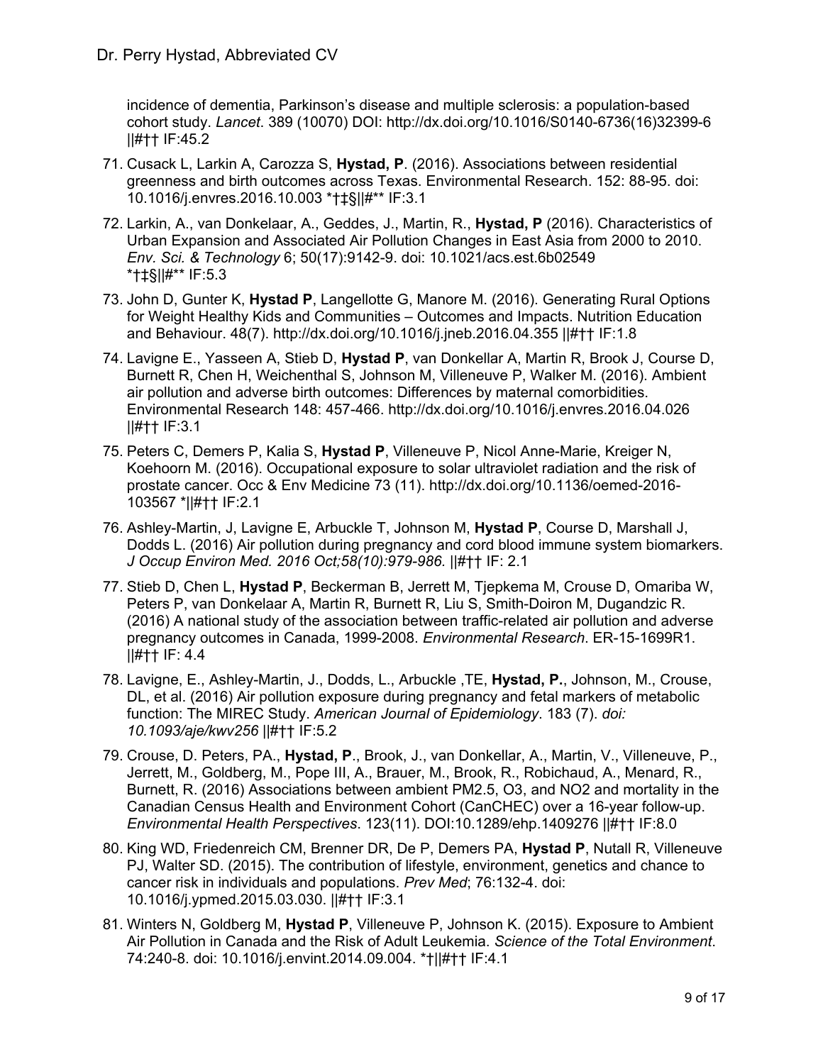incidence of dementia, Parkinson's disease and multiple sclerosis: a population-based cohort study. *Lancet*. 389 (10070) DOI: http://dx.doi.org/10.1016/S0140-6736(16)32399-6 ||#†† IF:45.2

71. Cusack L, Larkin A, Carozza S, **Hystad, P**. (2016). Associations between residential greenness and birth outcomes across Texas. Environmental Research. 152: 88-95. doi: 10.1016/j.envres.2016.10.003 *†‡§||#** IF:3.1

72. Larkin, A., van Donkelaar, A., Geddes, J., Martin, R., **Hystad, P** (2016). Characteristics of Urban Expansion and Associated Air Pollution Changes in East Asia from 2000 to 2010. *Env. Sci. & Technology* 6; 50(17):9142-9. doi: 10.1021/acs.est.6b02549 *†‡§||#** IF:5.3

73. John D, Gunter K, **Hystad P**, Langellotte G, Manore M. (2016). Generating Rural Options for Weight Healthy Kids and Communities – Outcomes and Impacts. Nutrition Education and Behaviour. 48(7). http://dx.doi.org/10.1016/j.jneb.2016.04.355 ||#†† IF:1.8

74. Lavigne E., Yasseen A, Stieb D, **Hystad P**, van Donkellar A, Martin R, Brook J, Course D, Burnett R, Chen H, Weichenthal S, Johnson M, Villeneuve P, Walker M. (2016). Ambient air pollution and adverse birth outcomes: Differences by maternal comorbidities. Environmental Research 148: 457-466. http://dx.doi.org/10.1016/j.envres.2016.04.026 ||#†† IF:3.1

75. Peters C, Demers P, Kalia S, **Hystad P**, Villeneuve P, Nicol Anne-Marie, Kreiger N, Koehoorn M. (2016). Occupational exposure to solar ultraviolet radiation and the risk of prostate cancer. Occ & Env Medicine 73 (11). http://dx.doi.org/10.1136/oemed-2016-103567 *||#†† IF:2.1

76. Ashley-Martin, J, Lavigne E, Arbuckle T, Johnson M, **Hystad P**, Course D, Marshall J, Dodds L. (2016) Air pollution during pregnancy and cord blood immune system biomarkers. *J Occup Environ Med. 2016 Oct;58(10):979-986.* ||#†† IF: 2.1

77. Stieb D, Chen L, **Hystad P**, Beckerman B, Jerrett M, Tjepkema M, Crouse D, Omariba W, Peters P, van Donkelaar A, Martin R, Burnett R, Liu S, Smith-Doiron M, Dugandzic R. (2016) A national study of the association between traffic-related air pollution and adverse pregnancy outcomes in Canada, 1999-2008. *Environmental Research*. ER-15-1699R1. ||#†† IF: 4.4

78. Lavigne, E., Ashley-Martin, J., Dodds, L., Arbuckle ,TE, **Hystad, P.**, Johnson, M., Crouse, DL, et al. (2016) Air pollution exposure during pregnancy and fetal markers of metabolic function: The MIREC Study. *American Journal of Epidemiology*. 183 (7). *doi: 10.1093/aje/kwv256* ||#†† IF:5.2

79. Crouse, D. Peters, PA., **Hystad, P**., Brook, J., van Donkellar, A., Martin, V., Villeneuve, P., Jerrett, M., Goldberg, M., Pope III, A., Brauer, M., Brook, R., Robichaud, A., Menard, R., Burnett, R. (2016) Associations between ambient PM2.5, O3, and NO2 and mortality in the Canadian Census Health and Environment Cohort (CanCHEC) over a 16-year follow-up. *Environmental Health Perspectives*. 123(11). DOI:10.1289/ehp.1409276 ||#†† IF:8.0

80. King WD, Friedenreich CM, Brenner DR, De P, Demers PA, **Hystad P**, Nutall R, Villeneuve PJ, Walter SD. (2015). The contribution of lifestyle, environment, genetics and chance to cancer risk in individuals and populations. *Prev Med*; 76:132-4. doi: 10.1016/j.ypmed.2015.03.030. ||#†† IF:3.1

81. Winters N, Goldberg M, **Hystad P**, Villeneuve P, Johnson K. (2015). Exposure to Ambient Air Pollution in Canada and the Risk of Adult Leukemia. *Science of the Total Environment*. 74:240-8. doi: 10.1016/j.envint.2014.09.004. *†||#†† IF:4.1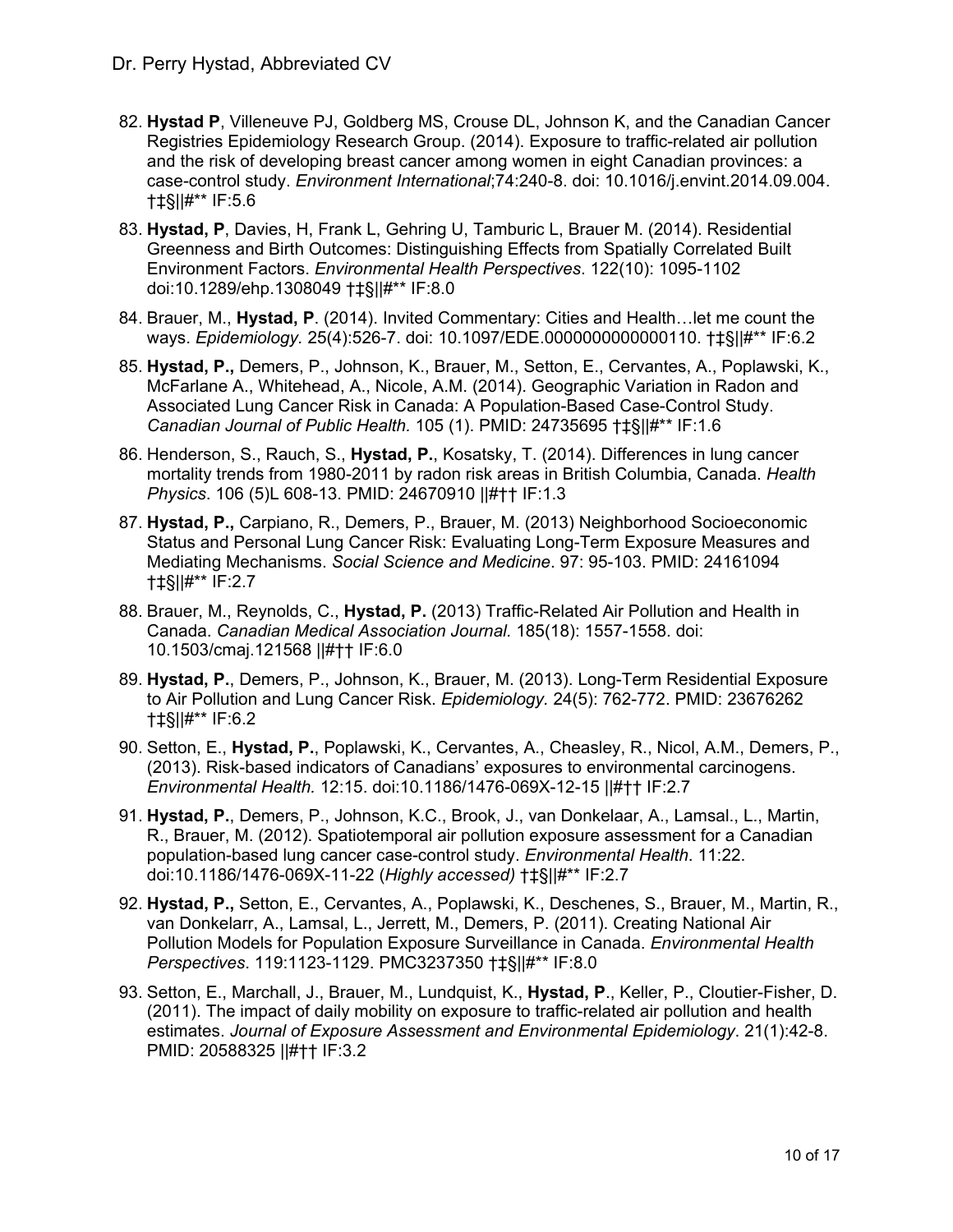82. **Hystad P**, Villeneuve PJ, Goldberg MS, Crouse DL, Johnson K, and the Canadian Cancer Registries Epidemiology Research Group. (2014). Exposure to traffic-related air pollution and the risk of developing breast cancer among women in eight Canadian provinces: a case-control study. *Environment International*;74:240-8. doi: 10.1016/j.envint.2014.09.004. †‡§||#** IF:5.6

83. **Hystad, P**, Davies, H, Frank L, Gehring U, Tamburic L, Brauer M. (2014). Residential Greenness and Birth Outcomes: Distinguishing Effects from Spatially Correlated Built Environment Factors. *Environmental Health Perspectives*. 122(10): 1095-1102 doi:10.1289/ehp.1308049 †‡§||#** IF:8.0

84. Brauer, M., **Hystad, P**. (2014). Invited Commentary: Cities and Health…let me count the ways. *Epidemiology.* 25(4):526-7. doi: 10.1097/EDE.0000000000000110. †‡§||#** IF:6.2

85. **Hystad, P.,** Demers, P., Johnson, K., Brauer, M., Setton, E., Cervantes, A., Poplawski, K., McFarlane A., Whitehead, A., Nicole, A.M. (2014). Geographic Variation in Radon and Associated Lung Cancer Risk in Canada: A Population-Based Case-Control Study. *Canadian Journal of Public Health.* 105 (1). PMID: 24735695 †‡§||#** IF:1.6

86. Henderson, S., Rauch, S., **Hystad, P.**, Kosatsky, T. (2014). Differences in lung cancer mortality trends from 1980-2011 by radon risk areas in British Columbia, Canada. *Health Physics*. 106 (5)L 608-13. PMID: 24670910 ||#†† IF:1.3

87. **Hystad, P.,** Carpiano, R., Demers, P., Brauer, M. (2013) Neighborhood Socioeconomic Status and Personal Lung Cancer Risk: Evaluating Long-Term Exposure Measures and Mediating Mechanisms. *Social Science and Medicine*. 97: 95-103. PMID: 24161094 †‡§||#** IF:2.7

88. Brauer, M., Reynolds, C., **Hystad, P.** (2013) Traffic-Related Air Pollution and Health in Canada. *Canadian Medical Association Journal.* 185(18): 1557-1558. doi: 10.1503/cmaj.121568 ||#†† IF:6.0

89. **Hystad, P.**, Demers, P., Johnson, K., Brauer, M. (2013). Long-Term Residential Exposure to Air Pollution and Lung Cancer Risk. *Epidemiology.* 24(5): 762-772. PMID: 23676262 †‡§||#** IF:6.2

90. Setton, E., **Hystad, P.**, Poplawski, K., Cervantes, A., Cheasley, R., Nicol, A.M., Demers, P., (2013). Risk-based indicators of Canadians' exposures to environmental carcinogens. *Environmental Health.* 12:15. doi:10.1186/1476-069X-12-15 ||#†† IF:2.7

91. **Hystad, P.**, Demers, P., Johnson, K.C., Brook, J., van Donkelaar, A., Lamsal., L., Martin, R., Brauer, M. (2012). Spatiotemporal air pollution exposure assessment for a Canadian population-based lung cancer case-control study. *Environmental Health*. 11:22. doi:10.1186/1476-069X-11-22 (*Highly accessed)* †‡§||#** IF:2.7

92. **Hystad, P.,** Setton, E., Cervantes, A., Poplawski, K., Deschenes, S., Brauer, M., Martin, R., van Donkelarr, A., Lamsal, L., Jerrett, M., Demers, P. (2011). Creating National Air Pollution Models for Population Exposure Surveillance in Canada. *Environmental Health Perspectives*. 119:1123-1129. PMC3237350 †‡§||#** IF:8.0

93. Setton, E., Marchall, J., Brauer, M., Lundquist, K., **Hystad, P**., Keller, P., Cloutier-Fisher, D. (2011). The impact of daily mobility on exposure to traffic-related air pollution and health estimates. *Journal of Exposure Assessment and Environmental Epidemiology*. 21(1):42-8. PMID: 20588325 ||#†† IF:3.2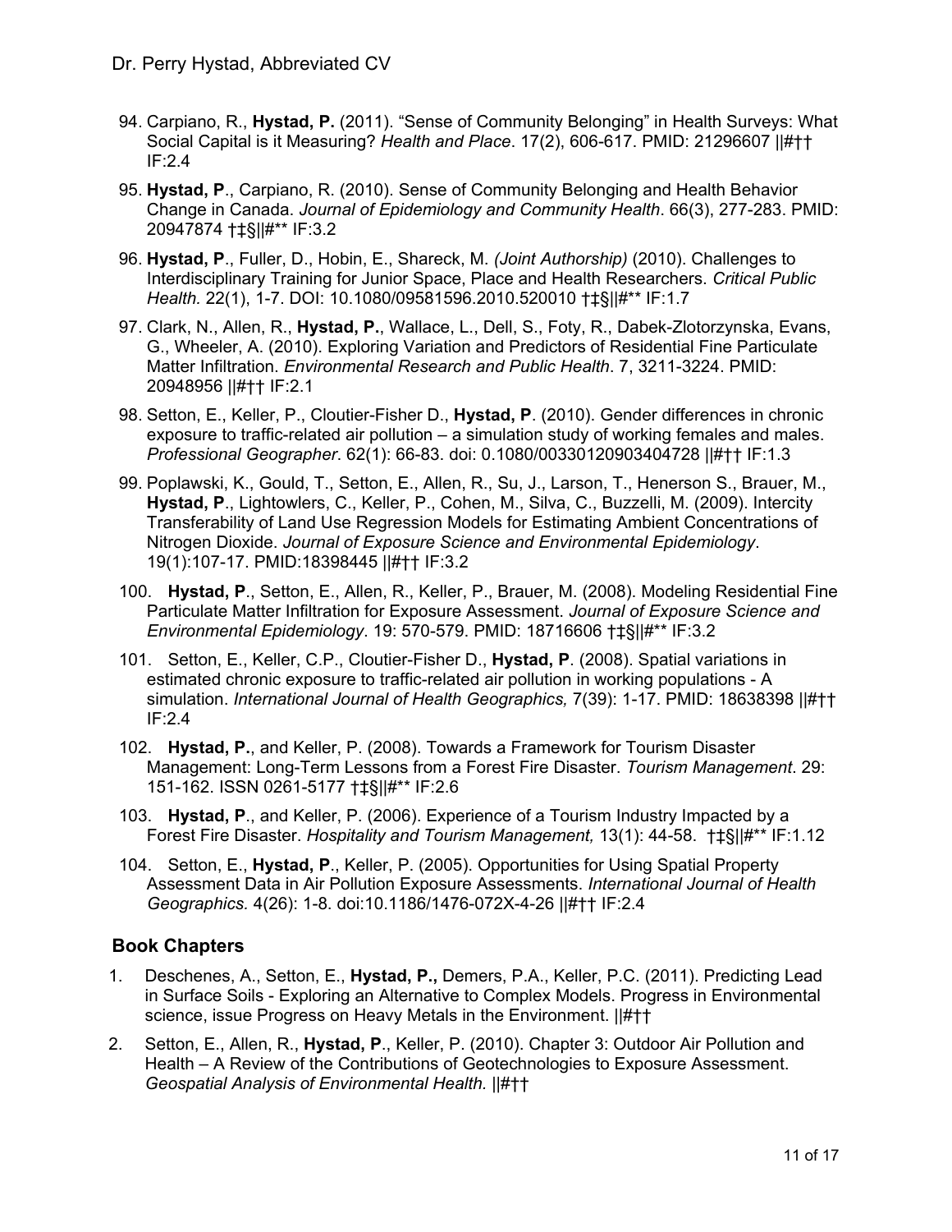94. Carpiano, R., **Hystad, P.** (2011). "Sense of Community Belonging" in Health Surveys: What Social Capital is it Measuring? *Health and Place*. 17(2), 606-617. PMID: 21296607 ||#†† IF:2.4

95. **Hystad, P**., Carpiano, R. (2010). Sense of Community Belonging and Health Behavior Change in Canada. *Journal of Epidemiology and Community Health*. 66(3), 277-283. PMID: 20947874 †‡§||#** IF:3.2

96. **Hystad, P**., Fuller, D., Hobin, E., Shareck, M. *(Joint Authorship)* (2010). Challenges to Interdisciplinary Training for Junior Space, Place and Health Researchers. *Critical Public Health.* 22(1), 1-7. DOI: 10.1080/09581596.2010.520010 †‡§||#** IF:1.7

97. Clark, N., Allen, R., **Hystad, P.**, Wallace, L., Dell, S., Foty, R., Dabek-Zlotorzynska, Evans, G., Wheeler, A. (2010). Exploring Variation and Predictors of Residential Fine Particulate Matter Infiltration. *Environmental Research and Public Health*. 7, 3211-3224. PMID: 20948956 ||#†† IF:2.1

98. Setton, E., Keller, P., Cloutier-Fisher D., **Hystad, P**. (2010). Gender differences in chronic exposure to traffic-related air pollution – a simulation study of working females and males. *Professional Geographer*. 62(1): 66-83. doi: 0.1080/00330120903404728 ||#†† IF:1.3

99. Poplawski, K., Gould, T., Setton, E., Allen, R., Su, J., Larson, T., Henerson S., Brauer, M., **Hystad, P**., Lightowlers, C., Keller, P., Cohen, M., Silva, C., Buzzelli, M. (2009). Intercity Transferability of Land Use Regression Models for Estimating Ambient Concentrations of Nitrogen Dioxide. *Journal of Exposure Science and Environmental Epidemiology*. 19(1):107-17. PMID:18398445 ||#†† IF:3.2

100. **Hystad, P**., Setton, E., Allen, R., Keller, P., Brauer, M. (2008). Modeling Residential Fine Particulate Matter Infiltration for Exposure Assessment. *Journal of Exposure Science and Environmental Epidemiology*. 19: 570-579. PMID: 18716606 †‡§||#** IF:3.2

101. Setton, E., Keller, C.P., Cloutier-Fisher D., **Hystad, P**. (2008). Spatial variations in estimated chronic exposure to traffic-related air pollution in working populations - A simulation. *International Journal of Health Geographics,* 7(39): 1-17. PMID: 18638398 ||#†† IF:2.4

102. **Hystad, P.**, and Keller, P. (2008). Towards a Framework for Tourism Disaster Management: Long-Term Lessons from a Forest Fire Disaster. *Tourism Management*. 29: 151-162. ISSN 0261-5177 †‡§||#** IF:2.6

103. **Hystad, P**., and Keller, P. (2006). Experience of a Tourism Industry Impacted by a Forest Fire Disaster. *Hospitality and Tourism Management,* 13(1): 44-58. †‡§||#** IF:1.12

104. Setton, E., **Hystad, P**., Keller, P. (2005). Opportunities for Using Spatial Property Assessment Data in Air Pollution Exposure Assessments. *International Journal of Health Geographics.* 4(26): 1-8. doi:10.1186/1476-072X-4-26 ||#†† IF:2.4

## Book Chapters

1. Deschenes, A., Setton, E., **Hystad, P.,** Demers, P.A., Keller, P.C. (2011). Predicting Lead in Surface Soils - Exploring an Alternative to Complex Models. Progress in Environmental science, issue Progress on Heavy Metals in the Environment. ||#††

2. Setton, E., Allen, R., **Hystad, P**., Keller, P. (2010). Chapter 3: Outdoor Air Pollution and Health – A Review of the Contributions of Geotechnologies to Exposure Assessment. *Geospatial Analysis of Environmental Health.* ||#††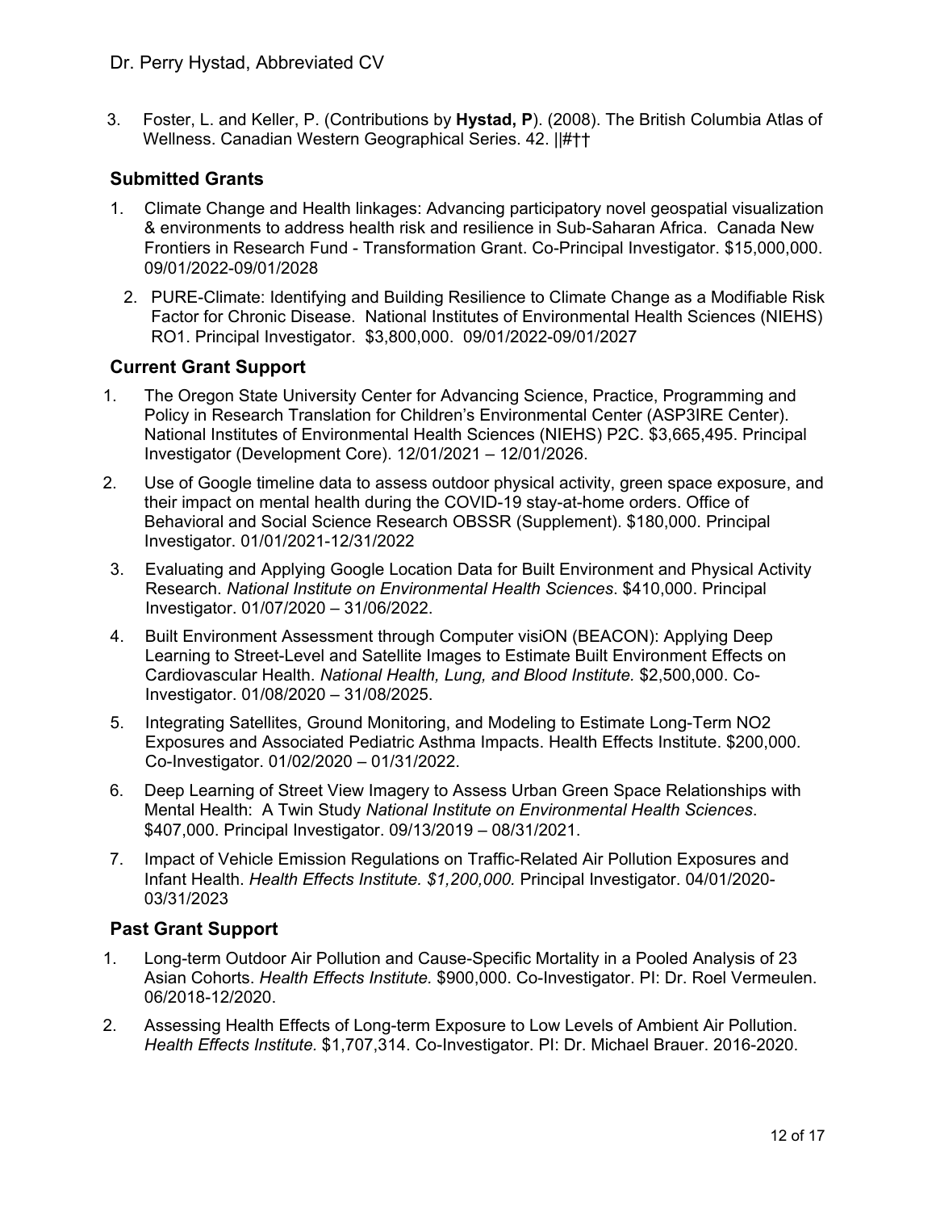3. Foster, L. and Keller, P. (Contributions by **Hystad, P**). (2008). The British Columbia Atlas of Wellness. Canadian Western Geographical Series. 42. ||#††

## Submitted Grants

1. Climate Change and Health linkages: Advancing participatory novel geospatial visualization & environments to address health risk and resilience in Sub-Saharan Africa. Canada New Frontiers in Research Fund - Transformation Grant. Co-Principal Investigator. $15,000,000. 09/01/2022-09/01/2028
2. PURE-Climate: Identifying and Building Resilience to Climate Change as a Modifiable Risk Factor for Chronic Disease. National Institutes of Environmental Health Sciences (NIEHS) RO1. Principal Investigator. $3,800,000. 09/01/2022-09/01/2027

## Current Grant Support

1. The Oregon State University Center for Advancing Science, Practice, Programming and Policy in Research Translation for Children's Environmental Center (ASP3IRE Center). National Institutes of Environmental Health Sciences (NIEHS) P2C. $3,665,495. Principal Investigator (Development Core). 12/01/2021 – 12/01/2026.
2. Use of Google timeline data to assess outdoor physical activity, green space exposure, and their impact on mental health during the COVID-19 stay-at-home orders. Office of Behavioral and Social Science Research OBSSR (Supplement). $180,000. Principal Investigator. 01/01/2021-12/31/2022
3. Evaluating and Applying Google Location Data for Built Environment and Physical Activity Research. *National Institute on Environmental Health Sciences*. $410,000. Principal Investigator. 01/07/2020 – 31/06/2022.
4. Built Environment Assessment through Computer visiON (BEACON): Applying Deep Learning to Street-Level and Satellite Images to Estimate Built Environment Effects on Cardiovascular Health. *National Health, Lung, and Blood Institute.* $2,500,000. Co-Investigator. 01/08/2020 – 31/08/2025.
5. Integrating Satellites, Ground Monitoring, and Modeling to Estimate Long-Term NO2 Exposures and Associated Pediatric Asthma Impacts. Health Effects Institute. $200,000. Co-Investigator. 01/02/2020 – 01/31/2022.
6. Deep Learning of Street View Imagery to Assess Urban Green Space Relationships with Mental Health: A Twin Study *National Institute on Environmental Health Sciences*. $407,000. Principal Investigator. 09/13/2019 – 08/31/2021.
7. Impact of Vehicle Emission Regulations on Traffic-Related Air Pollution Exposures and Infant Health. *Health Effects Institute. $1,200,000.* Principal Investigator. 04/01/2020-03/31/2023

## Past Grant Support

1. Long-term Outdoor Air Pollution and Cause-Specific Mortality in a Pooled Analysis of 23 Asian Cohorts. *Health Effects Institute.* $900,000. Co-Investigator. PI: Dr. Roel Vermeulen. 06/2018-12/2020.
2. Assessing Health Effects of Long-term Exposure to Low Levels of Ambient Air Pollution. *Health Effects Institute.* $1,707,314. Co-Investigator. PI: Dr. Michael Brauer. 2016-2020.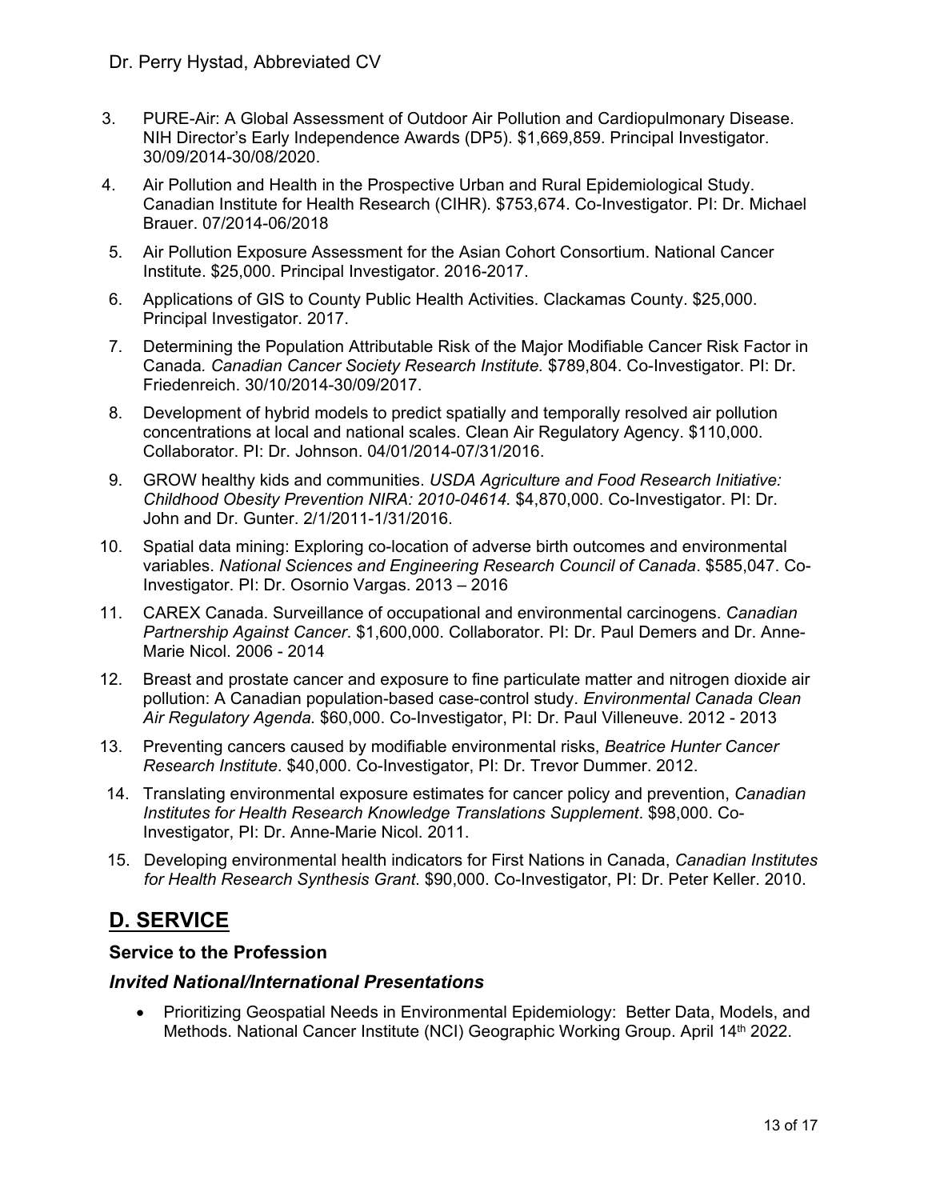3. PURE-Air: A Global Assessment of Outdoor Air Pollution and Cardiopulmonary Disease. NIH Director's Early Independence Awards (DP5). $1,669,859. Principal Investigator. 30/09/2014-30/08/2020.
4. Air Pollution and Health in the Prospective Urban and Rural Epidemiological Study. Canadian Institute for Health Research (CIHR). $753,674. Co-Investigator. PI: Dr. Michael Brauer. 07/2014-06/2018
5. Air Pollution Exposure Assessment for the Asian Cohort Consortium. National Cancer Institute. $25,000. Principal Investigator. 2016-2017.
6. Applications of GIS to County Public Health Activities. Clackamas County. $25,000. Principal Investigator. 2017.
7. Determining the Population Attributable Risk of the Major Modifiable Cancer Risk Factor in Canada*. Canadian Cancer Society Research Institute.* $789,804. Co-Investigator. PI: Dr. Friedenreich. 30/10/2014-30/09/2017.
8. Development of hybrid models to predict spatially and temporally resolved air pollution concentrations at local and national scales. Clean Air Regulatory Agency. $110,000. Collaborator. PI: Dr. Johnson. 04/01/2014-07/31/2016.
9. GROW healthy kids and communities. *USDA Agriculture and Food Research Initiative: Childhood Obesity Prevention NIRA: 2010-04614.* $4,870,000. Co-Investigator. PI: Dr. John and Dr. Gunter. 2/1/2011-1/31/2016.
10. Spatial data mining: Exploring co-location of adverse birth outcomes and environmental variables. *National Sciences and Engineering Research Council of Canada*. $585,047. Co-Investigator. PI: Dr. Osornio Vargas. 2013 – 2016
11. CAREX Canada. Surveillance of occupational and environmental carcinogens. *Canadian Partnership Against Cancer*. $1,600,000. Collaborator. PI: Dr. Paul Demers and Dr. Anne-Marie Nicol. 2006 - 2014
12. Breast and prostate cancer and exposure to fine particulate matter and nitrogen dioxide air pollution: A Canadian population-based case-control study. *Environmental Canada Clean Air Regulatory Agenda.* $60,000. Co-Investigator, PI: Dr. Paul Villeneuve. 2012 - 2013
13. Preventing cancers caused by modifiable environmental risks, *Beatrice Hunter Cancer Research Institute*. $40,000. Co-Investigator, PI: Dr. Trevor Dummer. 2012.
14. Translating environmental exposure estimates for cancer policy and prevention, *Canadian Institutes for Health Research Knowledge Translations Supplement*. $98,000. Co-Investigator, PI: Dr. Anne-Marie Nicol. 2011.
15. Developing environmental health indicators for First Nations in Canada, *Canadian Institutes for Health Research Synthesis Grant*. $90,000. Co-Investigator, PI: Dr. Peter Keller. 2010.

## D. SERVICE

### Service to the Profession

#### *Invited National/International Presentations*

- Prioritizing Geospatial Needs in Environmental Epidemiology: Better Data, Models, and Methods. National Cancer Institute (NCI) Geographic Working Group. April 14th 2022.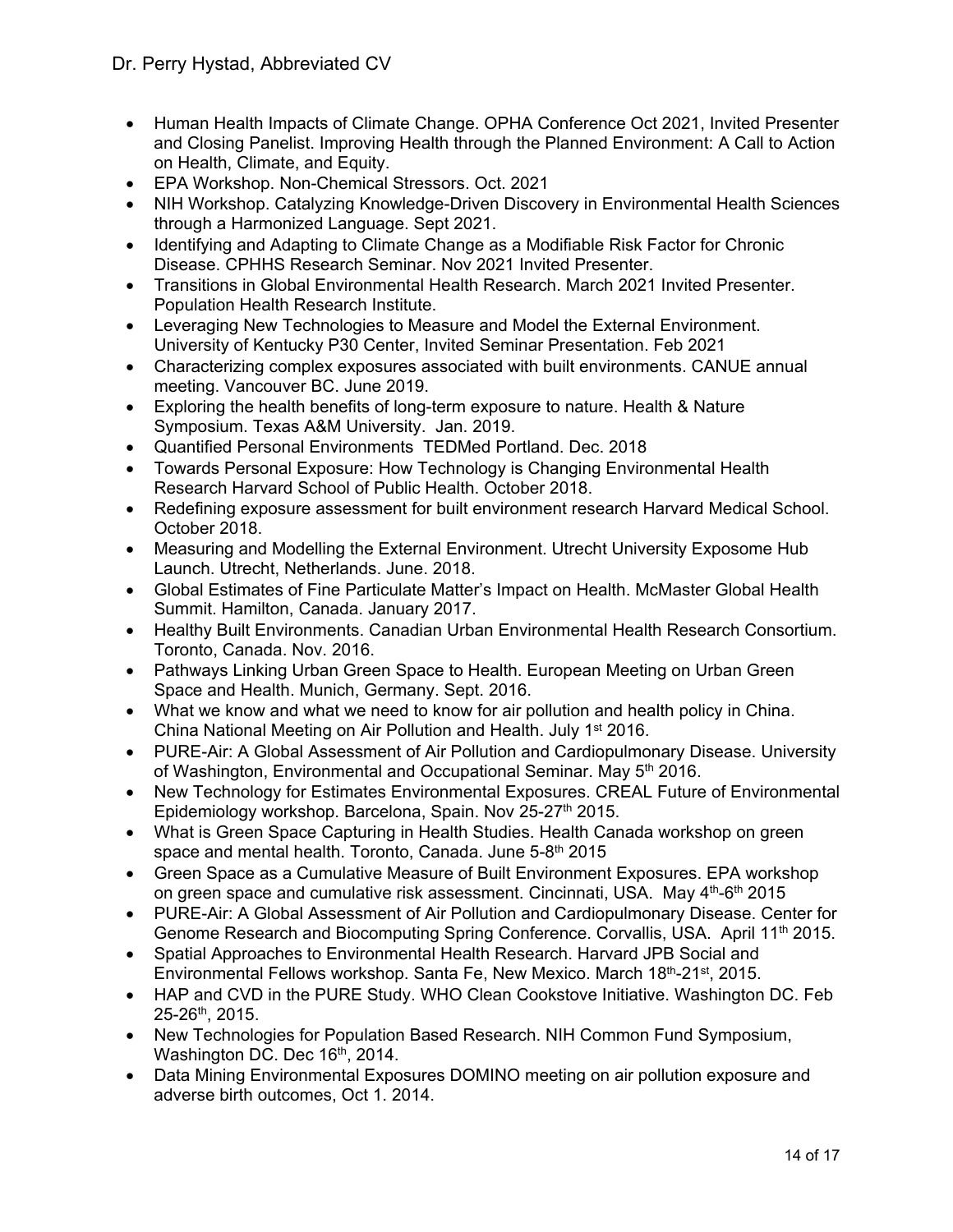- Human Health Impacts of Climate Change. OPHA Conference Oct 2021, Invited Presenter and Closing Panelist. Improving Health through the Planned Environment: A Call to Action on Health, Climate, and Equity.
- EPA Workshop. Non-Chemical Stressors. Oct. 2021
- NIH Workshop. Catalyzing Knowledge-Driven Discovery in Environmental Health Sciences through a Harmonized Language. Sept 2021.
- Identifying and Adapting to Climate Change as a Modifiable Risk Factor for Chronic Disease. CPHHS Research Seminar. Nov 2021 Invited Presenter.
- Transitions in Global Environmental Health Research. March 2021 Invited Presenter. Population Health Research Institute.
- Leveraging New Technologies to Measure and Model the External Environment. University of Kentucky P30 Center, Invited Seminar Presentation. Feb 2021
- Characterizing complex exposures associated with built environments. CANUE annual meeting. Vancouver BC. June 2019.
- Exploring the health benefits of long-term exposure to nature. Health & Nature Symposium. Texas A&M University. Jan. 2019.
- Quantified Personal Environments TEDMed Portland. Dec. 2018
- Towards Personal Exposure: How Technology is Changing Environmental Health Research Harvard School of Public Health. October 2018.
- Redefining exposure assessment for built environment research Harvard Medical School. October 2018.
- Measuring and Modelling the External Environment. Utrecht University Exposome Hub Launch. Utrecht, Netherlands. June. 2018.
- Global Estimates of Fine Particulate Matter's Impact on Health. McMaster Global Health Summit. Hamilton, Canada. January 2017.
- Healthy Built Environments. Canadian Urban Environmental Health Research Consortium. Toronto, Canada. Nov. 2016.
- Pathways Linking Urban Green Space to Health. European Meeting on Urban Green Space and Health. Munich, Germany. Sept. 2016.
- What we know and what we need to know for air pollution and health policy in China. China National Meeting on Air Pollution and Health. July 1st 2016.
- PURE-Air: A Global Assessment of Air Pollution and Cardiopulmonary Disease. University of Washington, Environmental and Occupational Seminar. May 5th 2016.
- New Technology for Estimates Environmental Exposures. CREAL Future of Environmental Epidemiology workshop. Barcelona, Spain. Nov 25-27th 2015.
- What is Green Space Capturing in Health Studies. Health Canada workshop on green space and mental health. Toronto, Canada. June 5-8th 2015
- Green Space as a Cumulative Measure of Built Environment Exposures. EPA workshop on green space and cumulative risk assessment. Cincinnati, USA. May 4th-6th 2015
- PURE-Air: A Global Assessment of Air Pollution and Cardiopulmonary Disease. Center for Genome Research and Biocomputing Spring Conference. Corvallis, USA. April 11th 2015.
- Spatial Approaches to Environmental Health Research. Harvard JPB Social and Environmental Fellows workshop. Santa Fe, New Mexico. March 18th-21st, 2015.
- HAP and CVD in the PURE Study. WHO Clean Cookstove Initiative. Washington DC. Feb 25-26th, 2015.
- New Technologies for Population Based Research. NIH Common Fund Symposium, Washington DC. Dec 16th, 2014.
- Data Mining Environmental Exposures DOMINO meeting on air pollution exposure and adverse birth outcomes, Oct 1. 2014.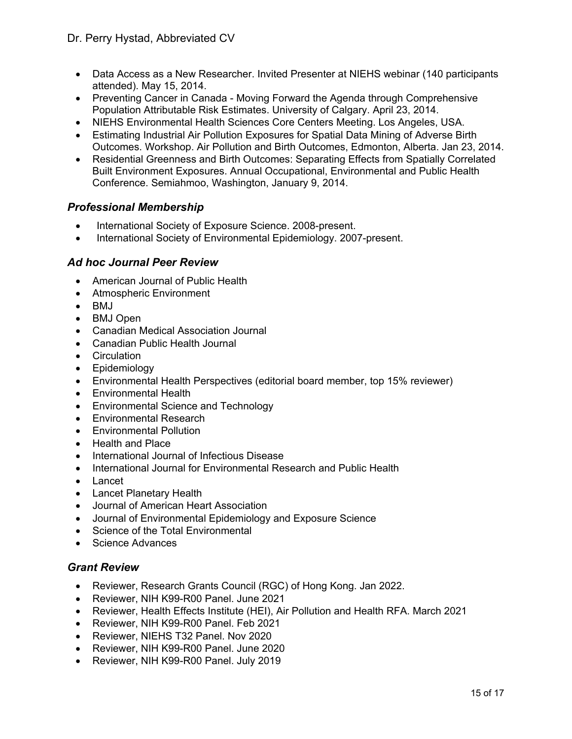- Data Access as a New Researcher. Invited Presenter at NIEHS webinar (140 participants attended). May 15, 2014.
- Preventing Cancer in Canada - Moving Forward the Agenda through Comprehensive Population Attributable Risk Estimates. University of Calgary. April 23, 2014.
- NIEHS Environmental Health Sciences Core Centers Meeting. Los Angeles, USA.
- Estimating Industrial Air Pollution Exposures for Spatial Data Mining of Adverse Birth Outcomes. Workshop. Air Pollution and Birth Outcomes, Edmonton, Alberta. Jan 23, 2014.
- Residential Greenness and Birth Outcomes: Separating Effects from Spatially Correlated Built Environment Exposures. Annual Occupational, Environmental and Public Health Conference. Semiahmoo, Washington, January 9, 2014.

### *Professional Membership*

- International Society of Exposure Science. 2008-present.
- International Society of Environmental Epidemiology. 2007-present.

### *Ad hoc Journal Peer Review*

- American Journal of Public Health
- Atmospheric Environment
- BMJ
- BMJ Open
- Canadian Medical Association Journal
- Canadian Public Health Journal
- Circulation
- Epidemiology
- Environmental Health Perspectives (editorial board member, top 15% reviewer)
- Environmental Health
- Environmental Science and Technology
- Environmental Research
- Environmental Pollution
- Health and Place
- International Journal of Infectious Disease
- International Journal for Environmental Research and Public Health
- Lancet
- Lancet Planetary Health
- Journal of American Heart Association
- Journal of Environmental Epidemiology and Exposure Science
- Science of the Total Environmental
- Science Advances

### *Grant Review*

- Reviewer, Research Grants Council (RGC) of Hong Kong. Jan 2022.
- Reviewer, NIH K99-R00 Panel. June 2021
- Reviewer, Health Effects Institute (HEI), Air Pollution and Health RFA. March 2021
- Reviewer, NIH K99-R00 Panel. Feb 2021
- Reviewer, NIEHS T32 Panel. Nov 2020
- Reviewer, NIH K99-R00 Panel. June 2020
- Reviewer, NIH K99-R00 Panel. July 2019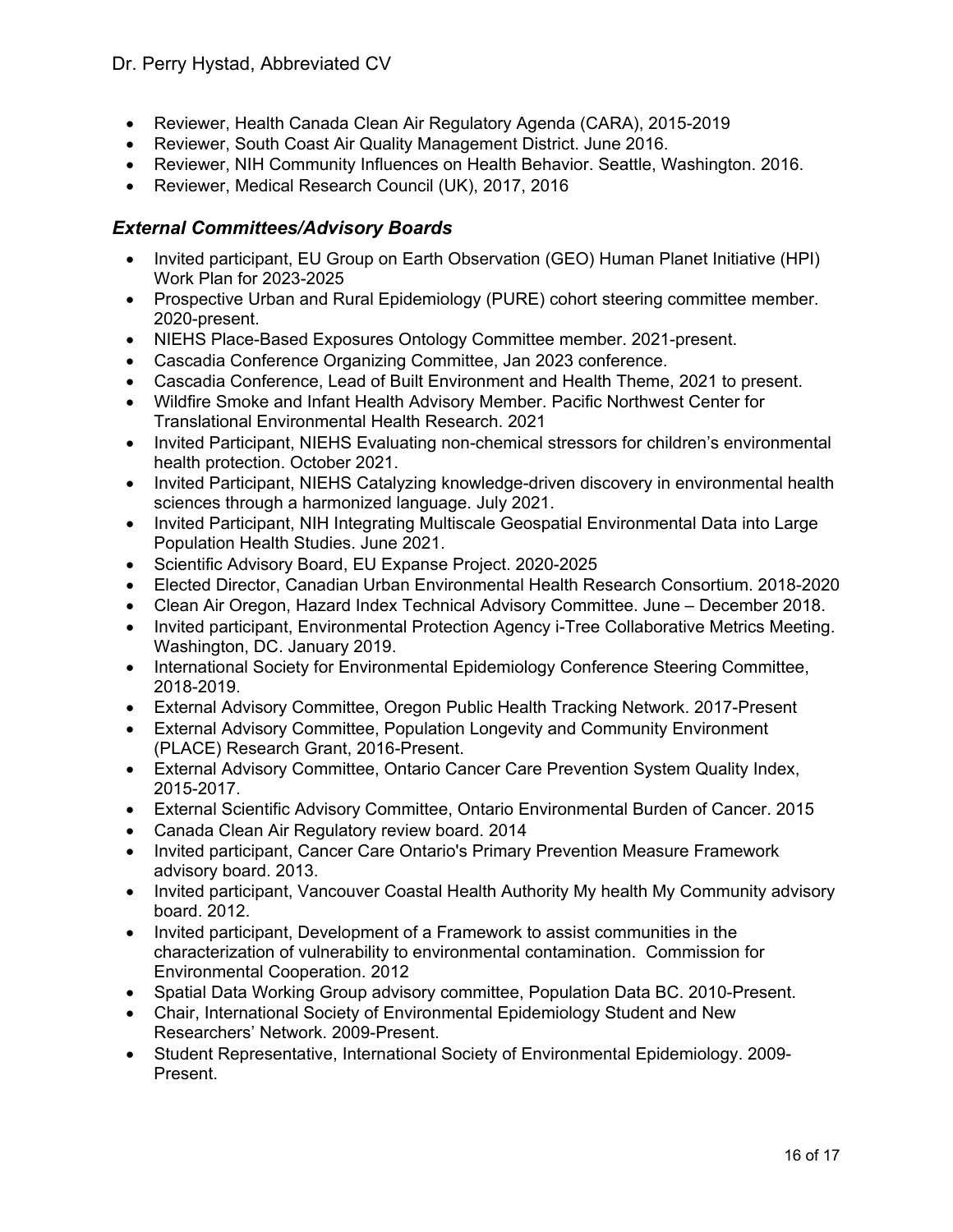- Reviewer, Health Canada Clean Air Regulatory Agenda (CARA), 2015-2019
- Reviewer, South Coast Air Quality Management District. June 2016.
- Reviewer, NIH Community Influences on Health Behavior. Seattle, Washington. 2016.
- Reviewer, Medical Research Council (UK), 2017, 2016

### *External Committees/Advisory Boards*

- Invited participant, EU Group on Earth Observation (GEO) Human Planet Initiative (HPI) Work Plan for 2023-2025
- Prospective Urban and Rural Epidemiology (PURE) cohort steering committee member. 2020-present.
- NIEHS Place-Based Exposures Ontology Committee member. 2021-present.
- Cascadia Conference Organizing Committee, Jan 2023 conference.
- Cascadia Conference, Lead of Built Environment and Health Theme, 2021 to present.
- Wildfire Smoke and Infant Health Advisory Member. Pacific Northwest Center for Translational Environmental Health Research. 2021
- Invited Participant, NIEHS Evaluating non-chemical stressors for children's environmental health protection. October 2021.
- Invited Participant, NIEHS Catalyzing knowledge-driven discovery in environmental health sciences through a harmonized language. July 2021.
- Invited Participant, NIH Integrating Multiscale Geospatial Environmental Data into Large Population Health Studies. June 2021.
- Scientific Advisory Board, EU Expanse Project. 2020-2025
- Elected Director, Canadian Urban Environmental Health Research Consortium. 2018-2020
- Clean Air Oregon, Hazard Index Technical Advisory Committee. June – December 2018.
- Invited participant, Environmental Protection Agency i-Tree Collaborative Metrics Meeting. Washington, DC. January 2019.
- International Society for Environmental Epidemiology Conference Steering Committee, 2018-2019.
- External Advisory Committee, Oregon Public Health Tracking Network. 2017-Present
- External Advisory Committee, Population Longevity and Community Environment (PLACE) Research Grant, 2016-Present.
- External Advisory Committee, Ontario Cancer Care Prevention System Quality Index, 2015-2017.
- External Scientific Advisory Committee, Ontario Environmental Burden of Cancer. 2015
- Canada Clean Air Regulatory review board. 2014
- Invited participant, Cancer Care Ontario's Primary Prevention Measure Framework advisory board. 2013.
- Invited participant, Vancouver Coastal Health Authority My health My Community advisory board. 2012.
- Invited participant, Development of a Framework to assist communities in the characterization of vulnerability to environmental contamination. Commission for Environmental Cooperation. 2012
- Spatial Data Working Group advisory committee, Population Data BC. 2010-Present.
- Chair, International Society of Environmental Epidemiology Student and New Researchers' Network. 2009-Present.
- Student Representative, International Society of Environmental Epidemiology. 2009-Present.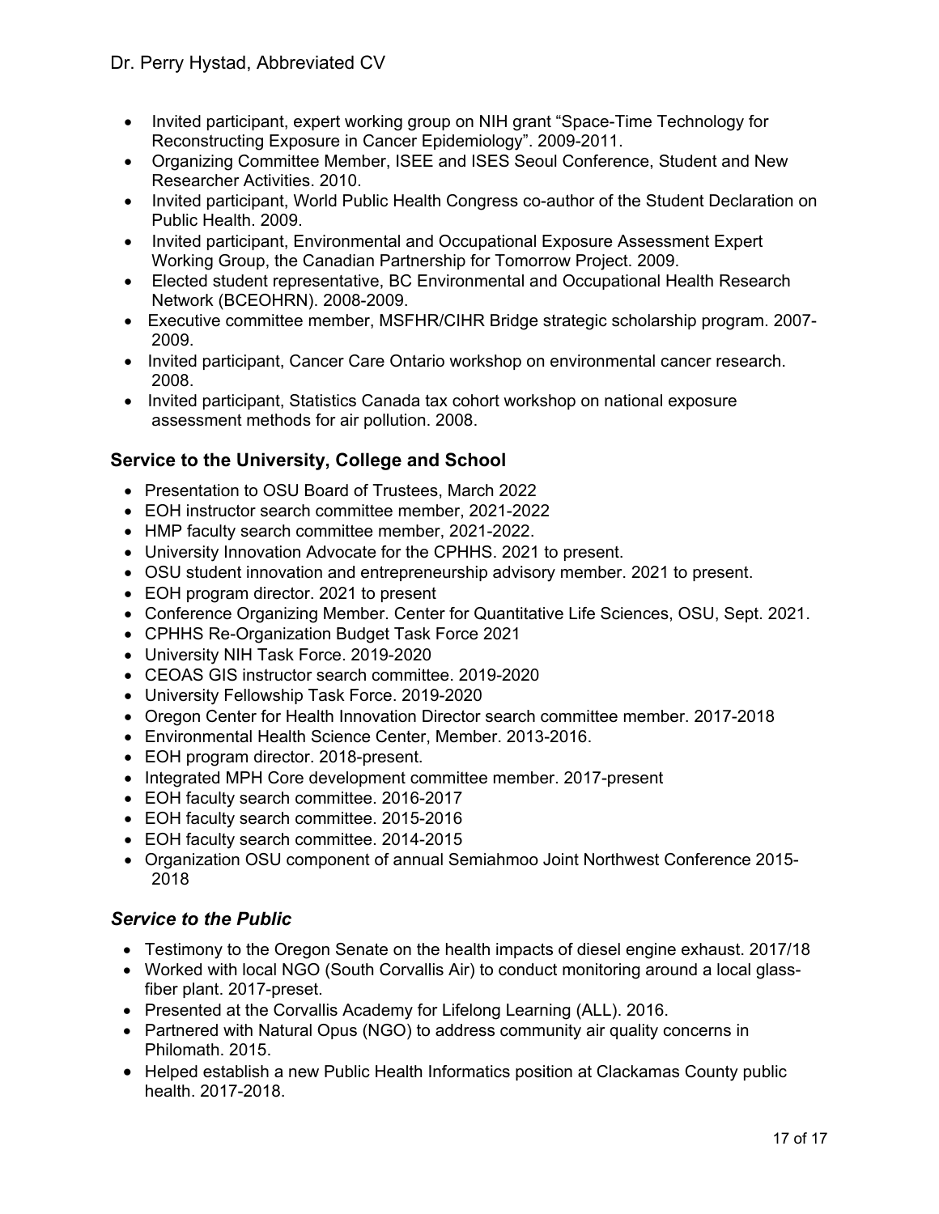- Invited participant, expert working group on NIH grant "Space-Time Technology for Reconstructing Exposure in Cancer Epidemiology". 2009-2011.
- Organizing Committee Member, ISEE and ISES Seoul Conference, Student and New Researcher Activities. 2010.
- Invited participant, World Public Health Congress co-author of the Student Declaration on Public Health. 2009.
- Invited participant, Environmental and Occupational Exposure Assessment Expert Working Group, the Canadian Partnership for Tomorrow Project. 2009.
- Elected student representative, BC Environmental and Occupational Health Research Network (BCEOHRN). 2008-2009.
- Executive committee member, MSFHR/CIHR Bridge strategic scholarship program. 2007-2009.
- Invited participant, Cancer Care Ontario workshop on environmental cancer research. 2008.
- Invited participant, Statistics Canada tax cohort workshop on national exposure assessment methods for air pollution. 2008.

### Service to the University, College and School

- Presentation to OSU Board of Trustees, March 2022
- EOH instructor search committee member, 2021-2022
- HMP faculty search committee member, 2021-2022.
- University Innovation Advocate for the CPHHS. 2021 to present.
- OSU student innovation and entrepreneurship advisory member. 2021 to present.
- EOH program director. 2021 to present
- Conference Organizing Member. Center for Quantitative Life Sciences, OSU, Sept. 2021.
- CPHHS Re-Organization Budget Task Force 2021
- University NIH Task Force. 2019-2020
- CEOAS GIS instructor search committee. 2019-2020
- University Fellowship Task Force. 2019-2020
- Oregon Center for Health Innovation Director search committee member. 2017-2018
- Environmental Health Science Center, Member. 2013-2016.
- EOH program director. 2018-present.
- Integrated MPH Core development committee member. 2017-present
- EOH faculty search committee. 2016-2017
- EOH faculty search committee. 2015-2016
- EOH faculty search committee. 2014-2015
- Organization OSU component of annual Semiahmoo Joint Northwest Conference 2015-2018

### *Service to the Public*

- Testimony to the Oregon Senate on the health impacts of diesel engine exhaust. 2017/18
- Worked with local NGO (South Corvallis Air) to conduct monitoring around a local glass-fiber plant. 2017-preset.
- Presented at the Corvallis Academy for Lifelong Learning (ALL). 2016.
- Partnered with Natural Opus (NGO) to address community air quality concerns in Philomath. 2015.
- Helped establish a new Public Health Informatics position at Clackamas County public health. 2017-2018.